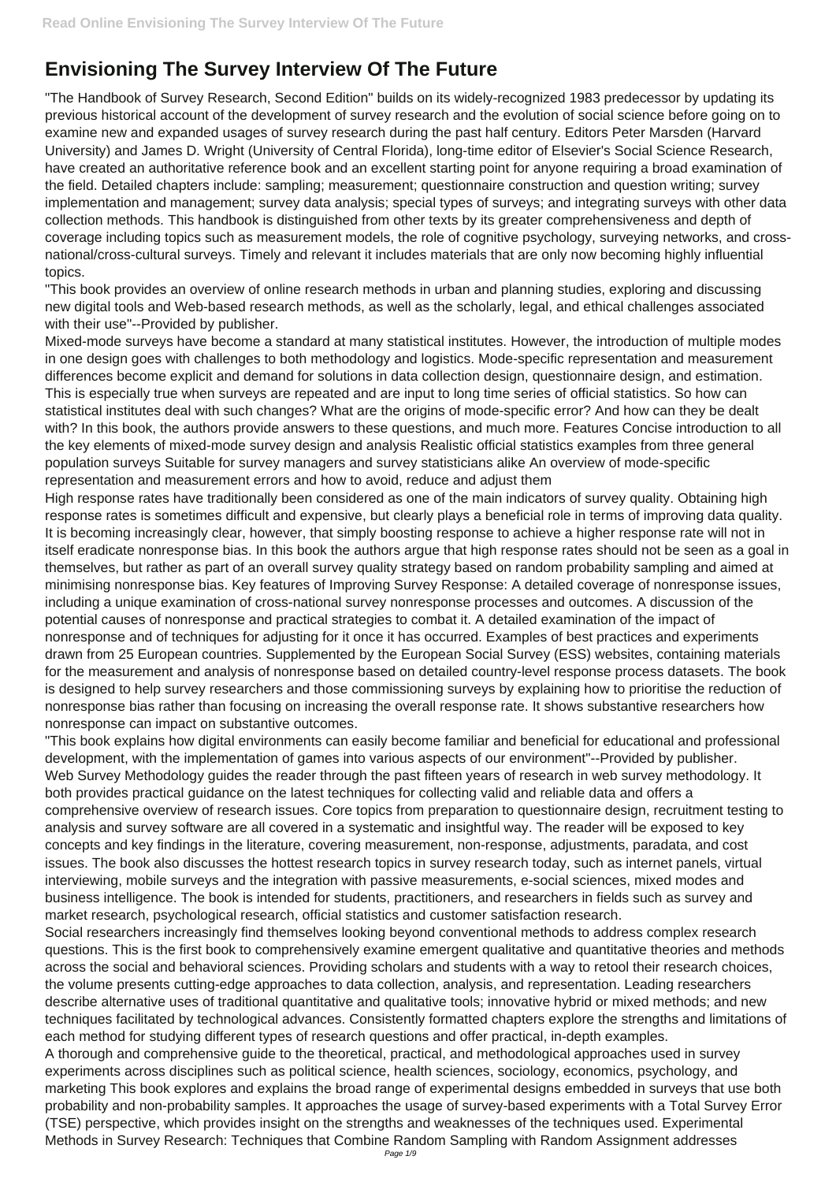# Envisioning The Survey Interview Of The Future

"The Handbook of Survey Research, Second Edition" builds on its widely-recognized 1983 predecessor by updating its previous historical account of the development of survey research and the evolution of social science before going on to examine new and expanded usages of survey research during the past half century. Editors Peter Marsden (Harvard University) and James D. Wright (University of Central Florida), long-time editor of Elsevier's Social Science Research, have created an authoritative reference book and an excellent starting point for anyone requiring a broad examination of the field. Detailed chapters include: sampling; measurement; questionnaire construction and question writing; survey implementation and management; survey data analysis; special types of surveys; and integrating surveys with other data collection methods. This handbook is distinguished from other texts by its greater comprehensiveness and depth of coverage including topics such as measurement models, the role of cognitive psychology, surveying networks, and cross-national/cross-cultural surveys. Timely and relevant it includes materials that are only now becoming highly influential topics.

"This book provides an overview of online research methods in urban and planning studies, exploring and discussing new digital tools and Web-based research methods, as well as the scholarly, legal, and ethical challenges associated with their use"--Provided by publisher.

Mixed-mode surveys have become a standard at many statistical institutes. However, the introduction of multiple modes in one design goes with challenges to both methodology and logistics. Mode-specific representation and measurement differences become explicit and demand for solutions in data collection design, questionnaire design, and estimation. This is especially true when surveys are repeated and are input to long time series of official statistics. So how can statistical institutes deal with such changes? What are the origins of mode-specific error? And how can they be dealt with? In this book, the authors provide answers to these questions, and much more. Features Concise introduction to all the key elements of mixed-mode survey design and analysis Realistic official statistics examples from three general population surveys Suitable for survey managers and survey statisticians alike An overview of mode-specific representation and measurement errors and how to avoid, reduce and adjust them

High response rates have traditionally been considered as one of the main indicators of survey quality. Obtaining high response rates is sometimes difficult and expensive, but clearly plays a beneficial role in terms of improving data quality. It is becoming increasingly clear, however, that simply boosting response to achieve a higher response rate will not in itself eradicate nonresponse bias. In this book the authors argue that high response rates should not be seen as a goal in themselves, but rather as part of an overall survey quality strategy based on random probability sampling and aimed at minimising nonresponse bias. Key features of Improving Survey Response: A detailed coverage of nonresponse issues, including a unique examination of cross-national survey nonresponse processes and outcomes. A discussion of the potential causes of nonresponse and practical strategies to combat it. A detailed examination of the impact of nonresponse and of techniques for adjusting for it once it has occurred. Examples of best practices and experiments drawn from 25 European countries. Supplemented by the European Social Survey (ESS) websites, containing materials for the measurement and analysis of nonresponse based on detailed country-level response process datasets. The book is designed to help survey researchers and those commissioning surveys by explaining how to prioritise the reduction of nonresponse bias rather than focusing on increasing the overall response rate. It shows substantive researchers how nonresponse can impact on substantive outcomes.

"This book explains how digital environments can easily become familiar and beneficial for educational and professional development, with the implementation of games into various aspects of our environment"--Provided by publisher.

Web Survey Methodology guides the reader through the past fifteen years of research in web survey methodology. It both provides practical guidance on the latest techniques for collecting valid and reliable data and offers a comprehensive overview of research issues. Core topics from preparation to questionnaire design, recruitment testing to analysis and survey software are all covered in a systematic and insightful way. The reader will be exposed to key concepts and key findings in the literature, covering measurement, non-response, adjustments, paradata, and cost issues. The book also discusses the hottest research topics in survey research today, such as internet panels, virtual interviewing, mobile surveys and the integration with passive measurements, e-social sciences, mixed modes and business intelligence. The book is intended for students, practitioners, and researchers in fields such as survey and market research, psychological research, official statistics and customer satisfaction research.

Social researchers increasingly find themselves looking beyond conventional methods to address complex research questions. This is the first book to comprehensively examine emergent qualitative and quantitative theories and methods across the social and behavioral sciences. Providing scholars and students with a way to retool their research choices, the volume presents cutting-edge approaches to data collection, analysis, and representation. Leading researchers describe alternative uses of traditional quantitative and qualitative tools; innovative hybrid or mixed methods; and new techniques facilitated by technological advances. Consistently formatted chapters explore the strengths and limitations of each method for studying different types of research questions and offer practical, in-depth examples.

A thorough and comprehensive guide to the theoretical, practical, and methodological approaches used in survey experiments across disciplines such as political science, health sciences, sociology, economics, psychology, and marketing This book explores and explains the broad range of experimental designs embedded in surveys that use both probability and non-probability samples. It approaches the usage of survey-based experiments with a Total Survey Error (TSE) perspective, which provides insight on the strengths and weaknesses of the techniques used. Experimental Methods in Survey Research: Techniques that Combine Random Sampling with Random Assignment addresses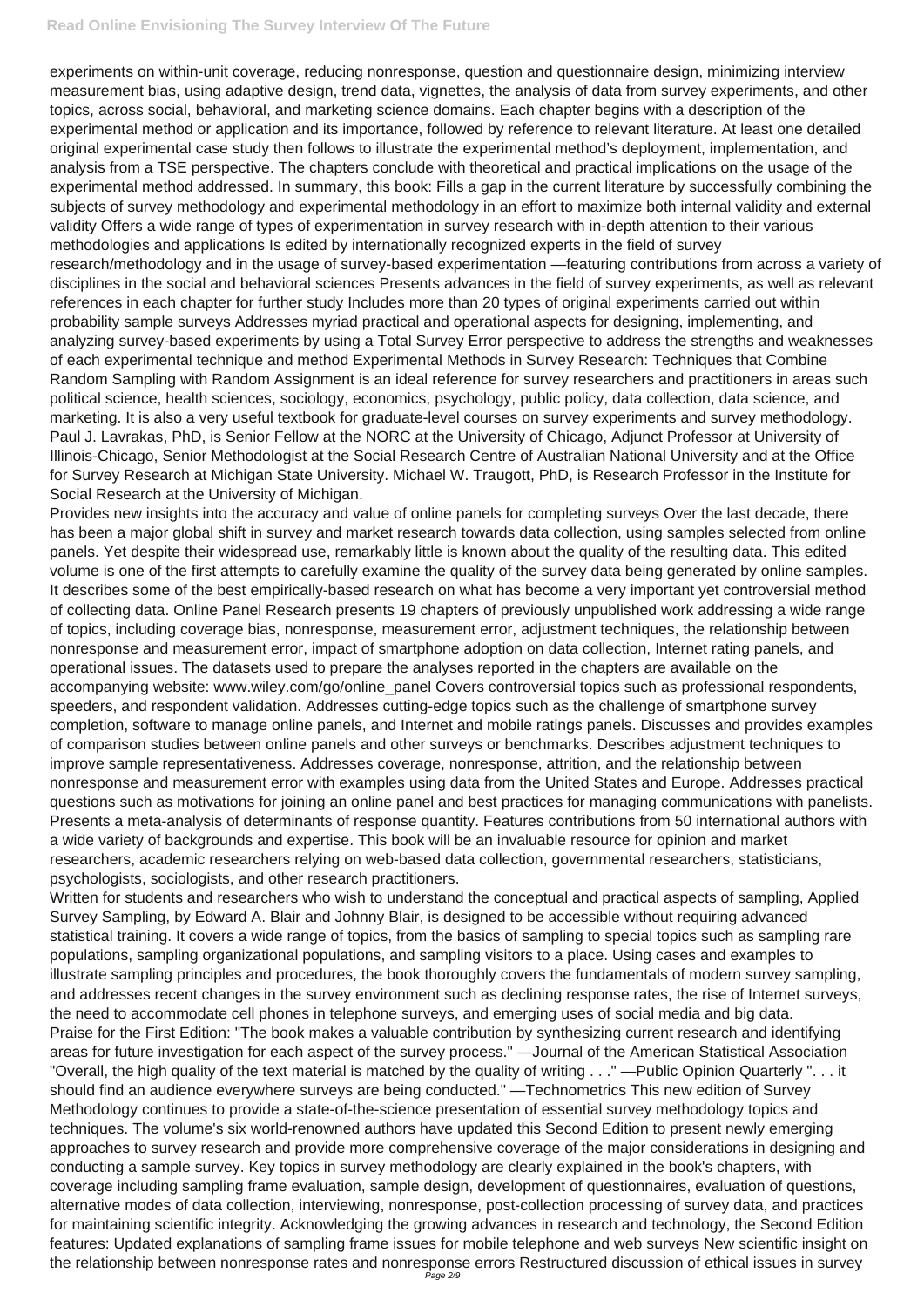experiments on within-unit coverage, reducing nonresponse, question and questionnaire design, minimizing interview measurement bias, using adaptive design, trend data, vignettes, the analysis of data from survey experiments, and other topics, across social, behavioral, and marketing science domains. Each chapter begins with a description of the experimental method or application and its importance, followed by reference to relevant literature. At least one detailed original experimental case study then follows to illustrate the experimental method's deployment, implementation, and analysis from a TSE perspective. The chapters conclude with theoretical and practical implications on the usage of the experimental method addressed. In summary, this book: Fills a gap in the current literature by successfully combining the subjects of survey methodology and experimental methodology in an effort to maximize both internal validity and external validity Offers a wide range of types of experimentation in survey research with in-depth attention to their various methodologies and applications Is edited by internationally recognized experts in the field of survey research/methodology and in the usage of survey-based experimentation —featuring contributions from across a variety of disciplines in the social and behavioral sciences Presents advances in the field of survey experiments, as well as relevant references in each chapter for further study Includes more than 20 types of original experiments carried out within probability sample surveys Addresses myriad practical and operational aspects for designing, implementing, and analyzing survey-based experiments by using a Total Survey Error perspective to address the strengths and weaknesses of each experimental technique and method Experimental Methods in Survey Research: Techniques that Combine Random Sampling with Random Assignment is an ideal reference for survey researchers and practitioners in areas such political science, health sciences, sociology, economics, psychology, public policy, data collection, data science, and marketing. It is also a very useful textbook for graduate-level courses on survey experiments and survey methodology. Paul J. Lavrakas, PhD, is Senior Fellow at the NORC at the University of Chicago, Adjunct Professor at University of Illinois-Chicago, Senior Methodologist at the Social Research Centre of Australian National University and at the Office for Survey Research at Michigan State University. Michael W. Traugott, PhD, is Research Professor in the Institute for Social Research at the University of Michigan.

Provides new insights into the accuracy and value of online panels for completing surveys Over the last decade, there has been a major global shift in survey and market research towards data collection, using samples selected from online panels. Yet despite their widespread use, remarkably little is known about the quality of the resulting data. This edited volume is one of the first attempts to carefully examine the quality of the survey data being generated by online samples. It describes some of the best empirically-based research on what has become a very important yet controversial method of collecting data. Online Panel Research presents 19 chapters of previously unpublished work addressing a wide range of topics, including coverage bias, nonresponse, measurement error, adjustment techniques, the relationship between nonresponse and measurement error, impact of smartphone adoption on data collection, Internet rating panels, and operational issues. The datasets used to prepare the analyses reported in the chapters are available on the accompanying website: www.wiley.com/go/online_panel Covers controversial topics such as professional respondents, speeders, and respondent validation. Addresses cutting-edge topics such as the challenge of smartphone survey completion, software to manage online panels, and Internet and mobile ratings panels. Discusses and provides examples of comparison studies between online panels and other surveys or benchmarks. Describes adjustment techniques to improve sample representativeness. Addresses coverage, nonresponse, attrition, and the relationship between nonresponse and measurement error with examples using data from the United States and Europe. Addresses practical questions such as motivations for joining an online panel and best practices for managing communications with panelists. Presents a meta-analysis of determinants of response quantity. Features contributions from 50 international authors with a wide variety of backgrounds and expertise. This book will be an invaluable resource for opinion and market researchers, academic researchers relying on web-based data collection, governmental researchers, statisticians, psychologists, sociologists, and other research practitioners.

Written for students and researchers who wish to understand the conceptual and practical aspects of sampling, Applied Survey Sampling, by Edward A. Blair and Johnny Blair, is designed to be accessible without requiring advanced statistical training. It covers a wide range of topics, from the basics of sampling to special topics such as sampling rare populations, sampling organizational populations, and sampling visitors to a place. Using cases and examples to illustrate sampling principles and procedures, the book thoroughly covers the fundamentals of modern survey sampling, and addresses recent changes in the survey environment such as declining response rates, the rise of Internet surveys, the need to accommodate cell phones in telephone surveys, and emerging uses of social media and big data.

Praise for the First Edition: "The book makes a valuable contribution by synthesizing current research and identifying areas for future investigation for each aspect of the survey process." —Journal of the American Statistical Association "Overall, the high quality of the text material is matched by the quality of writing . . ." —Public Opinion Quarterly ". . . it should find an audience everywhere surveys are being conducted." —Technometrics This new edition of Survey Methodology continues to provide a state-of-the-science presentation of essential survey methodology topics and techniques. The volume's six world-renowned authors have updated this Second Edition to present newly emerging approaches to survey research and provide more comprehensive coverage of the major considerations in designing and conducting a sample survey. Key topics in survey methodology are clearly explained in the book's chapters, with coverage including sampling frame evaluation, sample design, development of questionnaires, evaluation of questions, alternative modes of data collection, interviewing, nonresponse, post-collection processing of survey data, and practices for maintaining scientific integrity. Acknowledging the growing advances in research and technology, the Second Edition features: Updated explanations of sampling frame issues for mobile telephone and web surveys New scientific insight on the relationship between nonresponse rates and nonresponse errors Restructured discussion of ethical issues in survey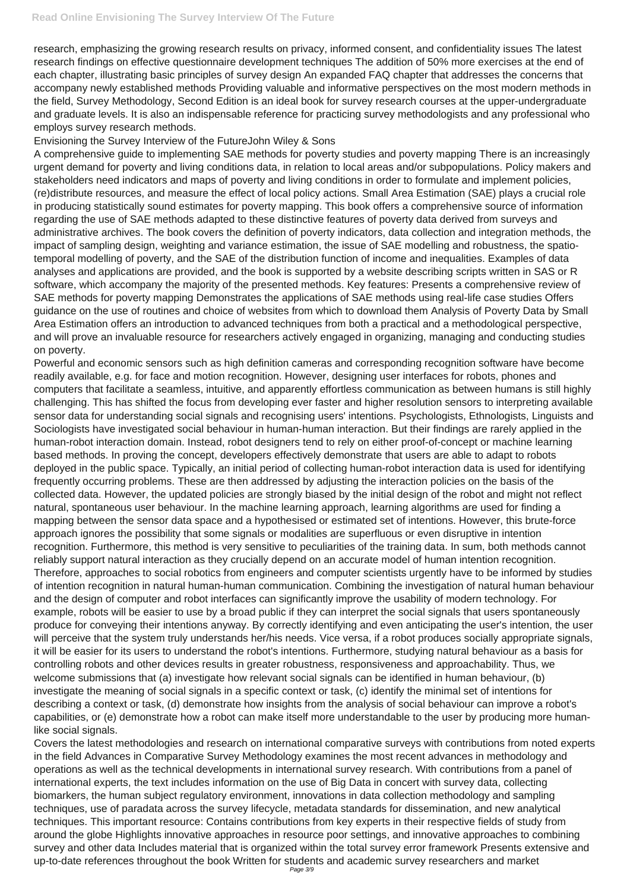research, emphasizing the growing research results on privacy, informed consent, and confidentiality issues The latest research findings on effective questionnaire development techniques The addition of 50% more exercises at the end of each chapter, illustrating basic principles of survey design An expanded FAQ chapter that addresses the concerns that accompany newly established methods Providing valuable and informative perspectives on the most modern methods in the field, Survey Methodology, Second Edition is an ideal book for survey research courses at the upper-undergraduate and graduate levels. It is also an indispensable reference for practicing survey methodologists and any professional who employs survey research methods.

Envisioning the Survey Interview of the FutureJohn Wiley & Sons

A comprehensive guide to implementing SAE methods for poverty studies and poverty mapping There is an increasingly urgent demand for poverty and living conditions data, in relation to local areas and/or subpopulations. Policy makers and stakeholders need indicators and maps of poverty and living conditions in order to formulate and implement policies, (re)distribute resources, and measure the effect of local policy actions. Small Area Estimation (SAE) plays a crucial role in producing statistically sound estimates for poverty mapping. This book offers a comprehensive source of information regarding the use of SAE methods adapted to these distinctive features of poverty data derived from surveys and administrative archives. The book covers the definition of poverty indicators, data collection and integration methods, the impact of sampling design, weighting and variance estimation, the issue of SAE modelling and robustness, the spatio-temporal modelling of poverty, and the SAE of the distribution function of income and inequalities. Examples of data analyses and applications are provided, and the book is supported by a website describing scripts written in SAS or R software, which accompany the majority of the presented methods. Key features: Presents a comprehensive review of SAE methods for poverty mapping Demonstrates the applications of SAE methods using real-life case studies Offers guidance on the use of routines and choice of websites from which to download them Analysis of Poverty Data by Small Area Estimation offers an introduction to advanced techniques from both a practical and a methodological perspective, and will prove an invaluable resource for researchers actively engaged in organizing, managing and conducting studies on poverty.

Powerful and economic sensors such as high definition cameras and corresponding recognition software have become readily available, e.g. for face and motion recognition. However, designing user interfaces for robots, phones and computers that facilitate a seamless, intuitive, and apparently effortless communication as between humans is still highly challenging. This has shifted the focus from developing ever faster and higher resolution sensors to interpreting available sensor data for understanding social signals and recognising users' intentions. Psychologists, Ethnologists, Linguists and Sociologists have investigated social behaviour in human-human interaction. But their findings are rarely applied in the human-robot interaction domain. Instead, robot designers tend to rely on either proof-of-concept or machine learning based methods. In proving the concept, developers effectively demonstrate that users are able to adapt to robots deployed in the public space. Typically, an initial period of collecting human-robot interaction data is used for identifying frequently occurring problems. These are then addressed by adjusting the interaction policies on the basis of the collected data. However, the updated policies are strongly biased by the initial design of the robot and might not reflect natural, spontaneous user behaviour. In the machine learning approach, learning algorithms are used for finding a mapping between the sensor data space and a hypothesised or estimated set of intentions. However, this brute-force approach ignores the possibility that some signals or modalities are superfluous or even disruptive in intention recognition. Furthermore, this method is very sensitive to peculiarities of the training data. In sum, both methods cannot reliably support natural interaction as they crucially depend on an accurate model of human intention recognition. Therefore, approaches to social robotics from engineers and computer scientists urgently have to be informed by studies of intention recognition in natural human-human communication. Combining the investigation of natural human behaviour and the design of computer and robot interfaces can significantly improve the usability of modern technology. For example, robots will be easier to use by a broad public if they can interpret the social signals that users spontaneously produce for conveying their intentions anyway. By correctly identifying and even anticipating the user's intention, the user will perceive that the system truly understands her/his needs. Vice versa, if a robot produces socially appropriate signals, it will be easier for its users to understand the robot's intentions. Furthermore, studying natural behaviour as a basis for controlling robots and other devices results in greater robustness, responsiveness and approachability. Thus, we welcome submissions that (a) investigate how relevant social signals can be identified in human behaviour, (b) investigate the meaning of social signals in a specific context or task, (c) identify the minimal set of intentions for describing a context or task, (d) demonstrate how insights from the analysis of social behaviour can improve a robot's capabilities, or (e) demonstrate how a robot can make itself more understandable to the user by producing more human-like social signals.

Covers the latest methodologies and research on international comparative surveys with contributions from noted experts in the field Advances in Comparative Survey Methodology examines the most recent advances in methodology and operations as well as the technical developments in international survey research. With contributions from a panel of international experts, the text includes information on the use of Big Data in concert with survey data, collecting biomarkers, the human subject regulatory environment, innovations in data collection methodology and sampling techniques, use of paradata across the survey lifecycle, metadata standards for dissemination, and new analytical techniques. This important resource: Contains contributions from key experts in their respective fields of study from around the globe Highlights innovative approaches in resource poor settings, and innovative approaches to combining survey and other data Includes material that is organized within the total survey error framework Presents extensive and up-to-date references throughout the book Written for students and academic survey researchers and market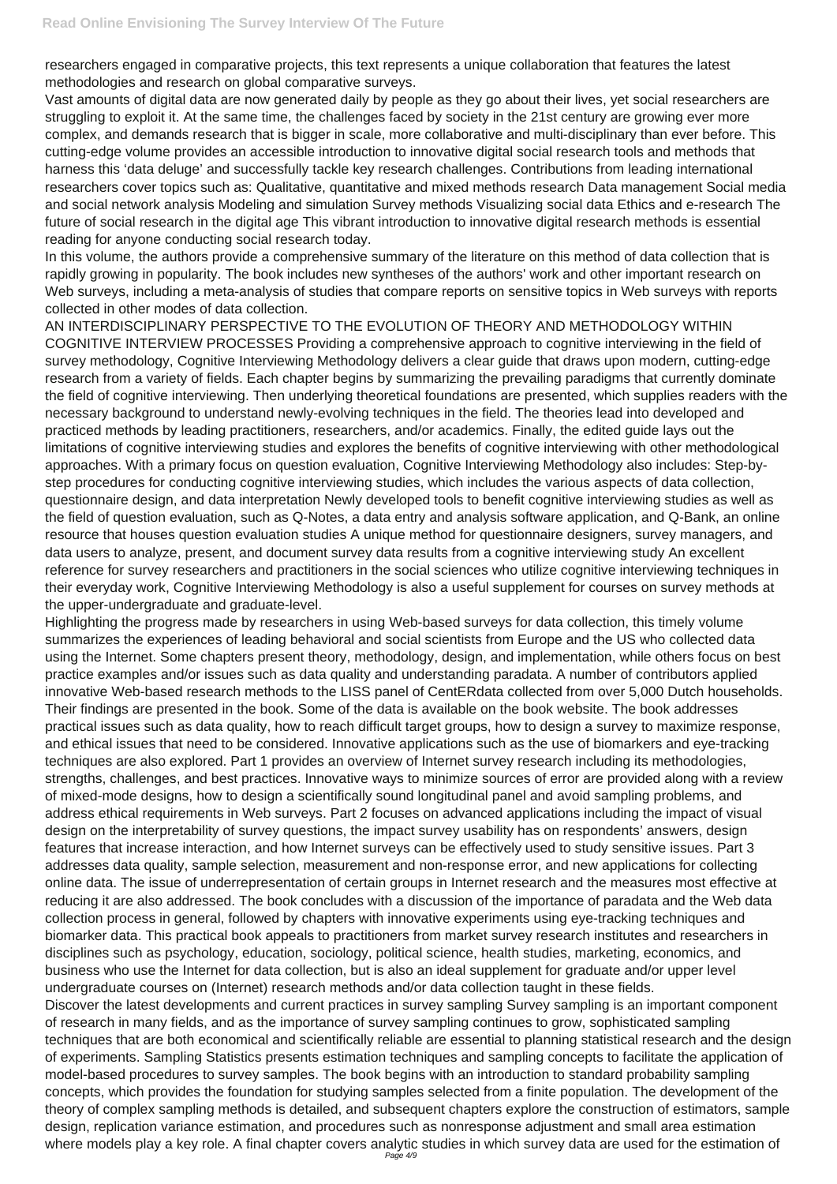researchers engaged in comparative projects, this text represents a unique collaboration that features the latest methodologies and research on global comparative surveys.

Vast amounts of digital data are now generated daily by people as they go about their lives, yet social researchers are struggling to exploit it. At the same time, the challenges faced by society in the 21st century are growing ever more complex, and demands research that is bigger in scale, more collaborative and multi-disciplinary than ever before. This cutting-edge volume provides an accessible introduction to innovative digital social research tools and methods that harness this 'data deluge' and successfully tackle key research challenges. Contributions from leading international researchers cover topics such as: Qualitative, quantitative and mixed methods research Data management Social media and social network analysis Modeling and simulation Survey methods Visualizing social data Ethics and e-research The future of social research in the digital age This vibrant introduction to innovative digital research methods is essential reading for anyone conducting social research today.

In this volume, the authors provide a comprehensive summary of the literature on this method of data collection that is rapidly growing in popularity. The book includes new syntheses of the authors' work and other important research on Web surveys, including a meta-analysis of studies that compare reports on sensitive topics in Web surveys with reports collected in other modes of data collection.

AN INTERDISCIPLINARY PERSPECTIVE TO THE EVOLUTION OF THEORY AND METHODOLOGY WITHIN COGNITIVE INTERVIEW PROCESSES Providing a comprehensive approach to cognitive interviewing in the field of survey methodology, Cognitive Interviewing Methodology delivers a clear guide that draws upon modern, cutting-edge research from a variety of fields. Each chapter begins by summarizing the prevailing paradigms that currently dominate the field of cognitive interviewing. Then underlying theoretical foundations are presented, which supplies readers with the necessary background to understand newly-evolving techniques in the field. The theories lead into developed and practiced methods by leading practitioners, researchers, and/or academics. Finally, the edited guide lays out the limitations of cognitive interviewing studies and explores the benefits of cognitive interviewing with other methodological approaches. With a primary focus on question evaluation, Cognitive Interviewing Methodology also includes: Step-by-step procedures for conducting cognitive interviewing studies, which includes the various aspects of data collection, questionnaire design, and data interpretation Newly developed tools to benefit cognitive interviewing studies as well as the field of question evaluation, such as Q-Notes, a data entry and analysis software application, and Q-Bank, an online resource that houses question evaluation studies A unique method for questionnaire designers, survey managers, and data users to analyze, present, and document survey data results from a cognitive interviewing study An excellent reference for survey researchers and practitioners in the social sciences who utilize cognitive interviewing techniques in their everyday work, Cognitive Interviewing Methodology is also a useful supplement for courses on survey methods at the upper-undergraduate and graduate-level.

Highlighting the progress made by researchers in using Web-based surveys for data collection, this timely volume summarizes the experiences of leading behavioral and social scientists from Europe and the US who collected data using the Internet. Some chapters present theory, methodology, design, and implementation, while others focus on best practice examples and/or issues such as data quality and understanding paradata. A number of contributors applied innovative Web-based research methods to the LISS panel of CentERdata collected from over 5,000 Dutch households. Their findings are presented in the book. Some of the data is available on the book website. The book addresses practical issues such as data quality, how to reach difficult target groups, how to design a survey to maximize response, and ethical issues that need to be considered. Innovative applications such as the use of biomarkers and eye-tracking techniques are also explored. Part 1 provides an overview of Internet survey research including its methodologies, strengths, challenges, and best practices. Innovative ways to minimize sources of error are provided along with a review of mixed-mode designs, how to design a scientifically sound longitudinal panel and avoid sampling problems, and address ethical requirements in Web surveys. Part 2 focuses on advanced applications including the impact of visual design on the interpretability of survey questions, the impact survey usability has on respondents' answers, design features that increase interaction, and how Internet surveys can be effectively used to study sensitive issues. Part 3 addresses data quality, sample selection, measurement and non-response error, and new applications for collecting online data. The issue of underrepresentation of certain groups in Internet research and the measures most effective at reducing it are also addressed. The book concludes with a discussion of the importance of paradata and the Web data collection process in general, followed by chapters with innovative experiments using eye-tracking techniques and biomarker data. This practical book appeals to practitioners from market survey research institutes and researchers in disciplines such as psychology, education, sociology, political science, health studies, marketing, economics, and business who use the Internet for data collection, but is also an ideal supplement for graduate and/or upper level undergraduate courses on (Internet) research methods and/or data collection taught in these fields.

Discover the latest developments and current practices in survey sampling Survey sampling is an important component of research in many fields, and as the importance of survey sampling continues to grow, sophisticated sampling techniques that are both economical and scientifically reliable are essential to planning statistical research and the design of experiments. Sampling Statistics presents estimation techniques and sampling concepts to facilitate the application of model-based procedures to survey samples. The book begins with an introduction to standard probability sampling concepts, which provides the foundation for studying samples selected from a finite population. The development of the theory of complex sampling methods is detailed, and subsequent chapters explore the construction of estimators, sample design, replication variance estimation, and procedures such as nonresponse adjustment and small area estimation where models play a key role. A final chapter covers analytic studies in which survey data are used for the estimation of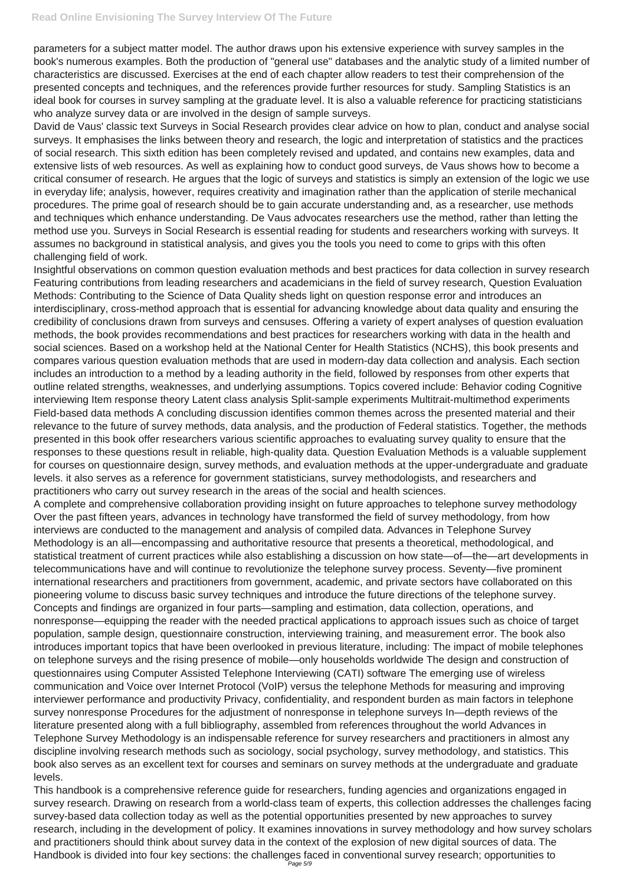parameters for a subject matter model. The author draws upon his extensive experience with survey samples in the book's numerous examples. Both the production of "general use" databases and the analytic study of a limited number of characteristics are discussed. Exercises at the end of each chapter allow readers to test their comprehension of the presented concepts and techniques, and the references provide further resources for study. Sampling Statistics is an ideal book for courses in survey sampling at the graduate level. It is also a valuable reference for practicing statisticians who analyze survey data or are involved in the design of sample surveys.

David de Vaus' classic text Surveys in Social Research provides clear advice on how to plan, conduct and analyse social surveys. It emphasises the links between theory and research, the logic and interpretation of statistics and the practices of social research. This sixth edition has been completely revised and updated, and contains new examples, data and extensive lists of web resources. As well as explaining how to conduct good surveys, de Vaus shows how to become a critical consumer of research. He argues that the logic of surveys and statistics is simply an extension of the logic we use in everyday life; analysis, however, requires creativity and imagination rather than the application of sterile mechanical procedures. The prime goal of research should be to gain accurate understanding and, as a researcher, use methods and techniques which enhance understanding. De Vaus advocates researchers use the method, rather than letting the method use you. Surveys in Social Research is essential reading for students and researchers working with surveys. It assumes no background in statistical analysis, and gives you the tools you need to come to grips with this often challenging field of work.

Insightful observations on common question evaluation methods and best practices for data collection in survey research Featuring contributions from leading researchers and academicians in the field of survey research, Question Evaluation Methods: Contributing to the Science of Data Quality sheds light on question response error and introduces an interdisciplinary, cross-method approach that is essential for advancing knowledge about data quality and ensuring the credibility of conclusions drawn from surveys and censuses. Offering a variety of expert analyses of question evaluation methods, the book provides recommendations and best practices for researchers working with data in the health and social sciences. Based on a workshop held at the National Center for Health Statistics (NCHS), this book presents and compares various question evaluation methods that are used in modern-day data collection and analysis. Each section includes an introduction to a method by a leading authority in the field, followed by responses from other experts that outline related strengths, weaknesses, and underlying assumptions. Topics covered include: Behavior coding Cognitive interviewing Item response theory Latent class analysis Split-sample experiments Multitrait-multimethod experiments Field-based data methods A concluding discussion identifies common themes across the presented material and their relevance to the future of survey methods, data analysis, and the production of Federal statistics. Together, the methods presented in this book offer researchers various scientific approaches to evaluating survey quality to ensure that the responses to these questions result in reliable, high-quality data. Question Evaluation Methods is a valuable supplement for courses on questionnaire design, survey methods, and evaluation methods at the upper-undergraduate and graduate levels. it also serves as a reference for government statisticians, survey methodologists, and researchers and practitioners who carry out survey research in the areas of the social and health sciences.

A complete and comprehensive collaboration providing insight on future approaches to telephone survey methodology Over the past fifteen years, advances in technology have transformed the field of survey methodology, from how interviews are conducted to the management and analysis of compiled data. Advances in Telephone Survey Methodology is an all—encompassing and authoritative resource that presents a theoretical, methodological, and statistical treatment of current practices while also establishing a discussion on how state—of—the—art developments in telecommunications have and will continue to revolutionize the telephone survey process. Seventy—five prominent international researchers and practitioners from government, academic, and private sectors have collaborated on this pioneering volume to discuss basic survey techniques and introduce the future directions of the telephone survey. Concepts and findings are organized in four parts—sampling and estimation, data collection, operations, and nonresponse—equipping the reader with the needed practical applications to approach issues such as choice of target population, sample design, questionnaire construction, interviewing training, and measurement error. The book also introduces important topics that have been overlooked in previous literature, including: The impact of mobile telephones on telephone surveys and the rising presence of mobile—only households worldwide The design and construction of questionnaires using Computer Assisted Telephone Interviewing (CATI) software The emerging use of wireless communication and Voice over Internet Protocol (VoIP) versus the telephone Methods for measuring and improving interviewer performance and productivity Privacy, confidentiality, and respondent burden as main factors in telephone survey nonresponse Procedures for the adjustment of nonresponse in telephone surveys In—depth reviews of the literature presented along with a full bibliography, assembled from references throughout the world Advances in Telephone Survey Methodology is an indispensable reference for survey researchers and practitioners in almost any discipline involving research methods such as sociology, social psychology, survey methodology, and statistics. This book also serves as an excellent text for courses and seminars on survey methods at the undergraduate and graduate levels.

This handbook is a comprehensive reference guide for researchers, funding agencies and organizations engaged in survey research. Drawing on research from a world-class team of experts, this collection addresses the challenges facing survey-based data collection today as well as the potential opportunities presented by new approaches to survey research, including in the development of policy. It examines innovations in survey methodology and how survey scholars and practitioners should think about survey data in the context of the explosion of new digital sources of data. The Handbook is divided into four key sections: the challenges faced in conventional survey research; opportunities to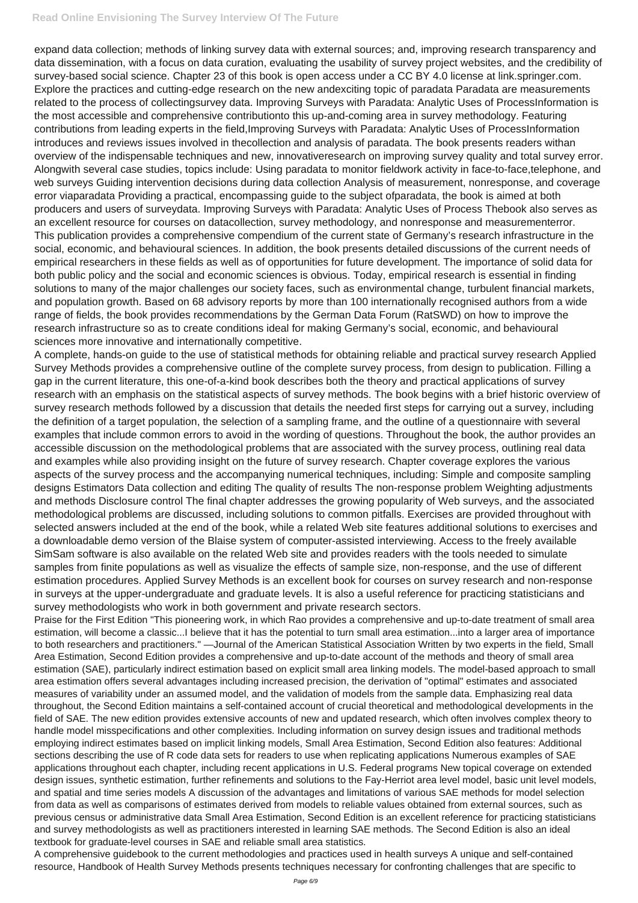expand data collection; methods of linking survey data with external sources; and, improving research transparency and data dissemination, with a focus on data curation, evaluating the usability of survey project websites, and the credibility of survey-based social science. Chapter 23 of this book is open access under a CC BY 4.0 license at link.springer.com.

Explore the practices and cutting-edge research on the new andexciting topic of paradata Paradata are measurements related to the process of collectingsurvey data. Improving Surveys with Paradata: Analytic Uses of ProcessInformation is the most accessible and comprehensive contributionto this up-and-coming area in survey methodology. Featuring contributions from leading experts in the field,Improving Surveys with Paradata: Analytic Uses of ProcessInformation introduces and reviews issues involved in thecollection and analysis of paradata. The book presents readers withan overview of the indispensable techniques and new, innovativeresearch on improving survey quality and total survey error. Alongwith several case studies, topics include: Using paradata to monitor fieldwork activity in face-to-face,telephone, and web surveys Guiding intervention decisions during data collection Analysis of measurement, nonresponse, and coverage error viaparadata Providing a practical, encompassing guide to the subject ofparadata, the book is aimed at both producers and users of surveydata. Improving Surveys with Paradata: Analytic Uses of Process Thebook also serves as an excellent resource for courses on datacollection, survey methodology, and nonresponse and measurementerror.

This publication provides a comprehensive compendium of the current state of Germany's research infrastructure in the social, economic, and behavioural sciences. In addition, the book presents detailed discussions of the current needs of empirical researchers in these fields as well as of opportunities for future development. The importance of solid data for both public policy and the social and economic sciences is obvious. Today, empirical research is essential in finding solutions to many of the major challenges our society faces, such as environmental change, turbulent financial markets, and population growth. Based on 68 advisory reports by more than 100 internationally recognised authors from a wide range of fields, the book provides recommendations by the German Data Forum (RatSWD) on how to improve the research infrastructure so as to create conditions ideal for making Germany's social, economic, and behavioural sciences more innovative and internationally competitive.

A complete, hands-on guide to the use of statistical methods for obtaining reliable and practical survey research Applied Survey Methods provides a comprehensive outline of the complete survey process, from design to publication. Filling a gap in the current literature, this one-of-a-kind book describes both the theory and practical applications of survey research with an emphasis on the statistical aspects of survey methods. The book begins with a brief historic overview of survey research methods followed by a discussion that details the needed first steps for carrying out a survey, including the definition of a target population, the selection of a sampling frame, and the outline of a questionnaire with several examples that include common errors to avoid in the wording of questions. Throughout the book, the author provides an accessible discussion on the methodological problems that are associated with the survey process, outlining real data and examples while also providing insight on the future of survey research. Chapter coverage explores the various aspects of the survey process and the accompanying numerical techniques, including: Simple and composite sampling designs Estimators Data collection and editing The quality of results The non-response problem Weighting adjustments and methods Disclosure control The final chapter addresses the growing popularity of Web surveys, and the associated methodological problems are discussed, including solutions to common pitfalls. Exercises are provided throughout with selected answers included at the end of the book, while a related Web site features additional solutions to exercises and a downloadable demo version of the Blaise system of computer-assisted interviewing. Access to the freely available SimSam software is also available on the related Web site and provides readers with the tools needed to simulate samples from finite populations as well as visualize the effects of sample size, non-response, and the use of different estimation procedures. Applied Survey Methods is an excellent book for courses on survey research and non-response in surveys at the upper-undergraduate and graduate levels. It is also a useful reference for practicing statisticians and survey methodologists who work in both government and private research sectors.

Praise for the First Edition "This pioneering work, in which Rao provides a comprehensive and up-to-date treatment of small area estimation, will become a classic...I believe that it has the potential to turn small area estimation...into a larger area of importance to both researchers and practitioners." —Journal of the American Statistical Association Written by two experts in the field, Small Area Estimation, Second Edition provides a comprehensive and up-to-date account of the methods and theory of small area estimation (SAE), particularly indirect estimation based on explicit small area linking models. The model-based approach to small area estimation offers several advantages including increased precision, the derivation of "optimal" estimates and associated measures of variability under an assumed model, and the validation of models from the sample data. Emphasizing real data throughout, the Second Edition maintains a self-contained account of crucial theoretical and methodological developments in the field of SAE. The new edition provides extensive accounts of new and updated research, which often involves complex theory to handle model misspecifications and other complexities. Including information on survey design issues and traditional methods employing indirect estimates based on implicit linking models, Small Area Estimation, Second Edition also features: Additional sections describing the use of R code data sets for readers to use when replicating applications Numerous examples of SAE applications throughout each chapter, including recent applications in U.S. Federal programs New topical coverage on extended design issues, synthetic estimation, further refinements and solutions to the Fay-Herriot area level model, basic unit level models, and spatial and time series models A discussion of the advantages and limitations of various SAE methods for model selection from data as well as comparisons of estimates derived from models to reliable values obtained from external sources, such as previous census or administrative data Small Area Estimation, Second Edition is an excellent reference for practicing statisticians and survey methodologists as well as practitioners interested in learning SAE methods. The Second Edition is also an ideal textbook for graduate-level courses in SAE and reliable small area statistics.

A comprehensive guidebook to the current methodologies and practices used in health surveys A unique and self-contained resource, Handbook of Health Survey Methods presents techniques necessary for confronting challenges that are specific to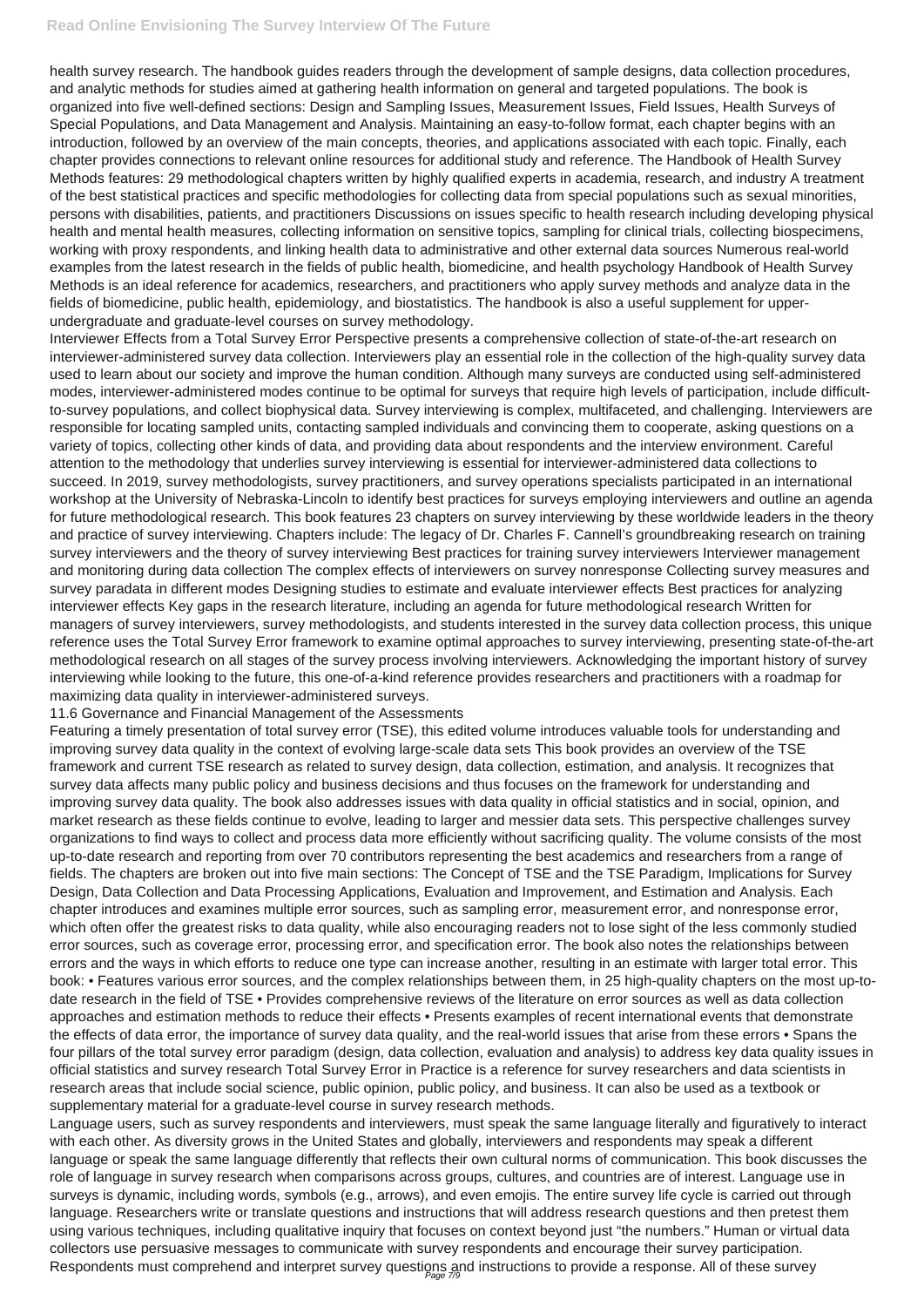health survey research. The handbook guides readers through the development of sample designs, data collection procedures, and analytic methods for studies aimed at gathering health information on general and targeted populations. The book is organized into five well-defined sections: Design and Sampling Issues, Measurement Issues, Field Issues, Health Surveys of Special Populations, and Data Management and Analysis. Maintaining an easy-to-follow format, each chapter begins with an introduction, followed by an overview of the main concepts, theories, and applications associated with each topic. Finally, each chapter provides connections to relevant online resources for additional study and reference. The Handbook of Health Survey Methods features: 29 methodological chapters written by highly qualified experts in academia, research, and industry A treatment of the best statistical practices and specific methodologies for collecting data from special populations such as sexual minorities, persons with disabilities, patients, and practitioners Discussions on issues specific to health research including developing physical health and mental health measures, collecting information on sensitive topics, sampling for clinical trials, collecting biospecimens, working with proxy respondents, and linking health data to administrative and other external data sources Numerous real-world examples from the latest research in the fields of public health, biomedicine, and health psychology Handbook of Health Survey Methods is an ideal reference for academics, researchers, and practitioners who apply survey methods and analyze data in the fields of biomedicine, public health, epidemiology, and biostatistics. The handbook is also a useful supplement for upper-undergraduate and graduate-level courses on survey methodology.

Interviewer Effects from a Total Survey Error Perspective presents a comprehensive collection of state-of-the-art research on interviewer-administered survey data collection. Interviewers play an essential role in the collection of the high-quality survey data used to learn about our society and improve the human condition. Although many surveys are conducted using self-administered modes, interviewer-administered modes continue to be optimal for surveys that require high levels of participation, include difficult-to-survey populations, and collect biophysical data. Survey interviewing is complex, multifaceted, and challenging. Interviewers are responsible for locating sampled units, contacting sampled individuals and convincing them to cooperate, asking questions on a variety of topics, collecting other kinds of data, and providing data about respondents and the interview environment. Careful attention to the methodology that underlies survey interviewing is essential for interviewer-administered data collections to succeed. In 2019, survey methodologists, survey practitioners, and survey operations specialists participated in an international workshop at the University of Nebraska-Lincoln to identify best practices for surveys employing interviewers and outline an agenda for future methodological research. This book features 23 chapters on survey interviewing by these worldwide leaders in the theory and practice of survey interviewing. Chapters include: The legacy of Dr. Charles F. Cannell's groundbreaking research on training survey interviewers and the theory of survey interviewing Best practices for training survey interviewers Interviewer management and monitoring during data collection The complex effects of interviewers on survey nonresponse Collecting survey measures and survey paradata in different modes Designing studies to estimate and evaluate interviewer effects Best practices for analyzing interviewer effects Key gaps in the research literature, including an agenda for future methodological research Written for managers of survey interviewers, survey methodologists, and students interested in the survey data collection process, this unique reference uses the Total Survey Error framework to examine optimal approaches to survey interviewing, presenting state-of-the-art methodological research on all stages of the survey process involving interviewers. Acknowledging the important history of survey interviewing while looking to the future, this one-of-a-kind reference provides researchers and practitioners with a roadmap for maximizing data quality in interviewer-administered surveys.

11.6 Governance and Financial Management of the Assessments

Featuring a timely presentation of total survey error (TSE), this edited volume introduces valuable tools for understanding and improving survey data quality in the context of evolving large-scale data sets This book provides an overview of the TSE framework and current TSE research as related to survey design, data collection, estimation, and analysis. It recognizes that survey data affects many public policy and business decisions and thus focuses on the framework for understanding and improving survey data quality. The book also addresses issues with data quality in official statistics and in social, opinion, and market research as these fields continue to evolve, leading to larger and messier data sets. This perspective challenges survey organizations to find ways to collect and process data more efficiently without sacrificing quality. The volume consists of the most up-to-date research and reporting from over 70 contributors representing the best academics and researchers from a range of fields. The chapters are broken out into five main sections: The Concept of TSE and the TSE Paradigm, Implications for Survey Design, Data Collection and Data Processing Applications, Evaluation and Improvement, and Estimation and Analysis. Each chapter introduces and examines multiple error sources, such as sampling error, measurement error, and nonresponse error, which often offer the greatest risks to data quality, while also encouraging readers not to lose sight of the less commonly studied error sources, such as coverage error, processing error, and specification error. The book also notes the relationships between errors and the ways in which efforts to reduce one type can increase another, resulting in an estimate with larger total error. This book: • Features various error sources, and the complex relationships between them, in 25 high-quality chapters on the most up-to-date research in the field of TSE • Provides comprehensive reviews of the literature on error sources as well as data collection approaches and estimation methods to reduce their effects • Presents examples of recent international events that demonstrate the effects of data error, the importance of survey data quality, and the real-world issues that arise from these errors • Spans the four pillars of the total survey error paradigm (design, data collection, evaluation and analysis) to address key data quality issues in official statistics and survey research Total Survey Error in Practice is a reference for survey researchers and data scientists in research areas that include social science, public opinion, public policy, and business. It can also be used as a textbook or supplementary material for a graduate-level course in survey research methods.

Language users, such as survey respondents and interviewers, must speak the same language literally and figuratively to interact with each other. As diversity grows in the United States and globally, interviewers and respondents may speak a different language or speak the same language differently that reflects their own cultural norms of communication. This book discusses the role of language in survey research when comparisons across groups, cultures, and countries are of interest. Language use in surveys is dynamic, including words, symbols (e.g., arrows), and even emojis. The entire survey life cycle is carried out through language. Researchers write or translate questions and instructions that will address research questions and then pretest them using various techniques, including qualitative inquiry that focuses on context beyond just "the numbers." Human or virtual data collectors use persuasive messages to communicate with survey respondents and encourage their survey participation. Respondents must comprehend and interpret survey questions and instructions to provide a response. All of these survey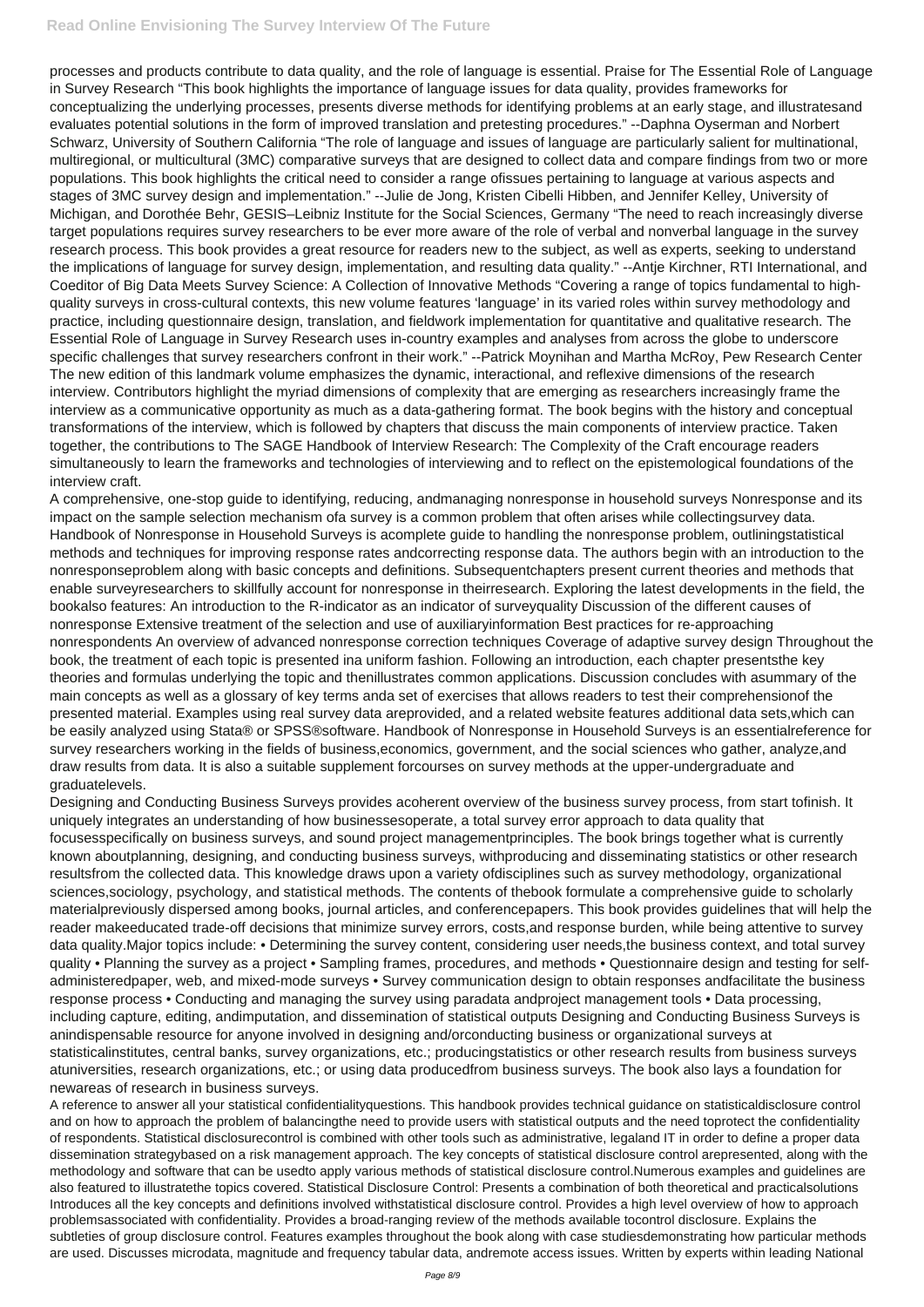processes and products contribute to data quality, and the role of language is essential. Praise for The Essential Role of Language in Survey Research "This book highlights the importance of language issues for data quality, provides frameworks for conceptualizing the underlying processes, presents diverse methods for identifying problems at an early stage, and illustratesand evaluates potential solutions in the form of improved translation and pretesting procedures." --Daphna Oyserman and Norbert Schwarz, University of Southern California "The role of language and issues of language are particularly salient for multinational, multiregional, or multicultural (3MC) comparative surveys that are designed to collect data and compare findings from two or more populations. This book highlights the critical need to consider a range ofissues pertaining to language at various aspects and stages of 3MC survey design and implementation." --Julie de Jong, Kristen Cibelli Hibben, and Jennifer Kelley, University of Michigan, and Dorothée Behr, GESIS–Leibniz Institute for the Social Sciences, Germany "The need to reach increasingly diverse target populations requires survey researchers to be ever more aware of the role of verbal and nonverbal language in the survey research process. This book provides a great resource for readers new to the subject, as well as experts, seeking to understand the implications of language for survey design, implementation, and resulting data quality." --Antje Kirchner, RTI International, and Coeditor of Big Data Meets Survey Science: A Collection of Innovative Methods "Covering a range of topics fundamental to high-quality surveys in cross-cultural contexts, this new volume features 'language' in its varied roles within survey methodology and practice, including questionnaire design, translation, and fieldwork implementation for quantitative and qualitative research. The Essential Role of Language in Survey Research uses in-country examples and analyses from across the globe to underscore specific challenges that survey researchers confront in their work." --Patrick Moynihan and Martha McRoy, Pew Research Center The new edition of this landmark volume emphasizes the dynamic, interactional, and reflexive dimensions of the research interview. Contributors highlight the myriad dimensions of complexity that are emerging as researchers increasingly frame the interview as a communicative opportunity as much as a data-gathering format. The book begins with the history and conceptual transformations of the interview, which is followed by chapters that discuss the main components of interview practice. Taken together, the contributions to The SAGE Handbook of Interview Research: The Complexity of the Craft encourage readers simultaneously to learn the frameworks and technologies of interviewing and to reflect on the epistemological foundations of the interview craft.

A comprehensive, one-stop guide to identifying, reducing, andmanaging nonresponse in household surveys Nonresponse and its impact on the sample selection mechanism ofa survey is a common problem that often arises while collectingsurvey data. Handbook of Nonresponse in Household Surveys is acomplete guide to handling the nonresponse problem, outliningstatistical methods and techniques for improving response rates andcorrecting response data. The authors begin with an introduction to the nonresponseproblem along with basic concepts and definitions. Subsequentchapters present current theories and methods that enable surveyresearchers to skillfully account for nonresponse in theirresearch. Exploring the latest developments in the field, the bookalso features: An introduction to the R-indicator as an indicator of surveyquality Discussion of the different causes of nonresponse Extensive treatment of the selection and use of auxiliaryinformation Best practices for re-approaching nonrespondents An overview of advanced nonresponse correction techniques Coverage of adaptive survey design Throughout the book, the treatment of each topic is presented ina uniform fashion. Following an introduction, each chapter presentsthe key theories and formulas underlying the topic and thenillustrates common applications. Discussion concludes with asummary of the main concepts as well as a glossary of key terms anda set of exercises that allows readers to test their comprehensionof the presented material. Examples using real survey data areprovided, and a related website features additional data sets,which can be easily analyzed using Stata® or SPSS®software. Handbook of Nonresponse in Household Surveys is an essentialreference for survey researchers working in the fields of business,economics, government, and the social sciences who gather, analyze,and draw results from data. It is also a suitable supplement forcourses on survey methods at the upper-undergraduate and graduatelevels.

Designing and Conducting Business Surveys provides acoherent overview of the business survey process, from start tofinish. It uniquely integrates an understanding of how businessesoperate, a total survey error approach to data quality that focusesspecifically on business surveys, and sound project managementprinciples. The book brings together what is currently known aboutplanning, designing, and conducting business surveys, withproducing and disseminating statistics or other research resultsfrom the collected data. This knowledge draws upon a variety ofdisciplines such as survey methodology, organizational sciences,sociology, psychology, and statistical methods. The contents of thebook formulate a comprehensive guide to scholarly materialpreviously dispersed among books, journal articles, and conferencepapers. This book provides guidelines that will help the reader makeeducated trade-off decisions that minimize survey errors, costs,and response burden, while being attentive to survey data quality.Major topics include: • Determining the survey content, considering user needs,the business context, and total survey quality • Planning the survey as a project • Sampling frames, procedures, and methods • Questionnaire design and testing for self-administeredpaper, web, and mixed-mode surveys • Survey communication design to obtain responses andfacilitate the business response process • Conducting and managing the survey using paradata andproject management tools • Data processing, including capture, editing, andimputation, and dissemination of statistical outputs Designing and Conducting Business Surveys is anindispensable resource for anyone involved in designing and/orconducting business or organizational surveys at statisticalinstitutes, central banks, survey organizations, etc.; producingstatistics or other research results from business surveys atuniversities, research organizations, etc.; or using data producedfrom business surveys. The book also lays a foundation for newareas of research in business surveys.

A reference to answer all your statistical confidentialityquestions. This handbook provides technical guidance on statisticaldisclosure control and on how to approach the problem of balancingthe need to provide users with statistical outputs and the need toprotect the confidentiality of respondents. Statistical disclosurecontrol is combined with other tools such as administrative, legaland IT in order to define a proper data dissemination strategybased on a risk management approach. The key concepts of statistical disclosure control arepresented, along with the methodology and software that can be usedto apply various methods of statistical disclosure control.Numerous examples and guidelines are also featured to illustratethe topics covered. Statistical Disclosure Control: Presents a combination of both theoretical and practicalsolutions Introduces all the key concepts and definitions involved withstatistical disclosure control. Provides a high level overview of how to approach problemsassociated with confidentiality. Provides a broad-ranging review of the methods available tocontrol disclosure. Explains the subtleties of group disclosure control. Features examples throughout the book along with case studiesdemonstrating how particular methods are used. Discusses microdata, magnitude and frequency tabular data, andremote access issues. Written by experts within leading National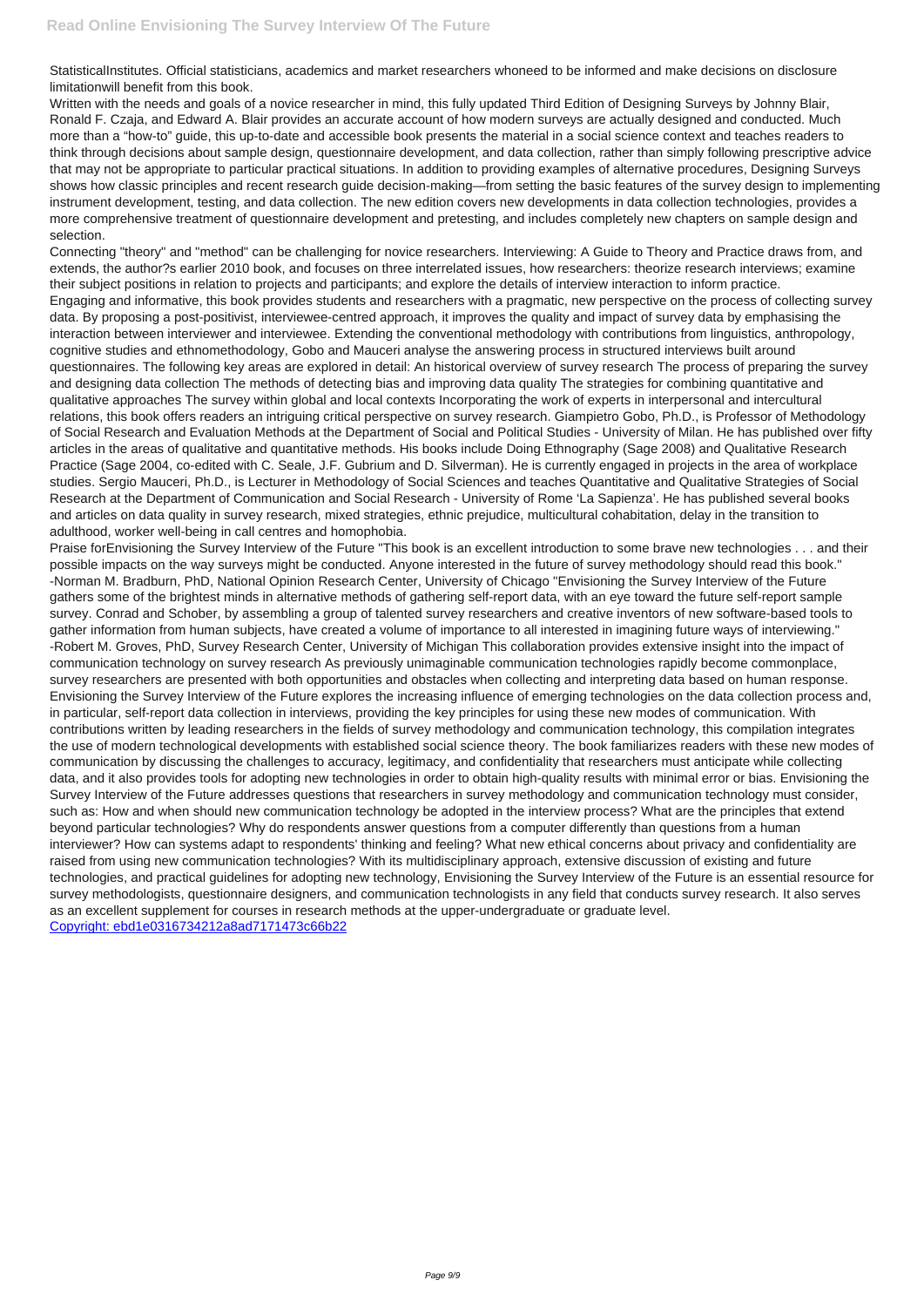StatisticalInstitutes. Official statisticians, academics and market researchers whoneed to be informed and make decisions on disclosure limitationwill benefit from this book.

Written with the needs and goals of a novice researcher in mind, this fully updated Third Edition of Designing Surveys by Johnny Blair, Ronald F. Czaja, and Edward A. Blair provides an accurate account of how modern surveys are actually designed and conducted. Much more than a "how-to" guide, this up-to-date and accessible book presents the material in a social science context and teaches readers to think through decisions about sample design, questionnaire development, and data collection, rather than simply following prescriptive advice that may not be appropriate to particular practical situations. In addition to providing examples of alternative procedures, Designing Surveys shows how classic principles and recent research guide decision-making—from setting the basic features of the survey design to implementing instrument development, testing, and data collection. The new edition covers new developments in data collection technologies, provides a more comprehensive treatment of questionnaire development and pretesting, and includes completely new chapters on sample design and selection.

Connecting "theory" and "method" can be challenging for novice researchers. Interviewing: A Guide to Theory and Practice draws from, and extends, the author?s earlier 2010 book, and focuses on three interrelated issues, how researchers: theorize research interviews; examine their subject positions in relation to projects and participants; and explore the details of interview interaction to inform practice.

Engaging and informative, this book provides students and researchers with a pragmatic, new perspective on the process of collecting survey data. By proposing a post-positivist, interviewee-centred approach, it improves the quality and impact of survey data by emphasising the interaction between interviewer and interviewee. Extending the conventional methodology with contributions from linguistics, anthropology, cognitive studies and ethnomethodology, Gobo and Mauceri analyse the answering process in structured interviews built around questionnaires. The following key areas are explored in detail: An historical overview of survey research The process of preparing the survey and designing data collection The methods of detecting bias and improving data quality The strategies for combining quantitative and qualitative approaches The survey within global and local contexts Incorporating the work of experts in interpersonal and intercultural relations, this book offers readers an intriguing critical perspective on survey research. Giampietro Gobo, Ph.D., is Professor of Methodology of Social Research and Evaluation Methods at the Department of Social and Political Studies - University of Milan. He has published over fifty articles in the areas of qualitative and quantitative methods. His books include Doing Ethnography (Sage 2008) and Qualitative Research Practice (Sage 2004, co-edited with C. Seale, J.F. Gubrium and D. Silverman). He is currently engaged in projects in the area of workplace studies. Sergio Mauceri, Ph.D., is Lecturer in Methodology of Social Sciences and teaches Quantitative and Qualitative Strategies of Social Research at the Department of Communication and Social Research - University of Rome 'La Sapienza'. He has published several books and articles on data quality in survey research, mixed strategies, ethnic prejudice, multicultural cohabitation, delay in the transition to adulthood, worker well-being in call centres and homophobia.

Praise forEnvisioning the Survey Interview of the Future "This book is an excellent introduction to some brave new technologies . . . and their possible impacts on the way surveys might be conducted. Anyone interested in the future of survey methodology should read this book." -Norman M. Bradburn, PhD, National Opinion Research Center, University of Chicago "Envisioning the Survey Interview of the Future gathers some of the brightest minds in alternative methods of gathering self-report data, with an eye toward the future self-report sample survey. Conrad and Schober, by assembling a group of talented survey researchers and creative inventors of new software-based tools to gather information from human subjects, have created a volume of importance to all interested in imagining future ways of interviewing." -Robert M. Groves, PhD, Survey Research Center, University of Michigan This collaboration provides extensive insight into the impact of communication technology on survey research As previously unimaginable communication technologies rapidly become commonplace, survey researchers are presented with both opportunities and obstacles when collecting and interpreting data based on human response. Envisioning the Survey Interview of the Future explores the increasing influence of emerging technologies on the data collection process and, in particular, self-report data collection in interviews, providing the key principles for using these new modes of communication. With contributions written by leading researchers in the fields of survey methodology and communication technology, this compilation integrates the use of modern technological developments with established social science theory. The book familiarizes readers with these new modes of communication by discussing the challenges to accuracy, legitimacy, and confidentiality that researchers must anticipate while collecting data, and it also provides tools for adopting new technologies in order to obtain high-quality results with minimal error or bias. Envisioning the Survey Interview of the Future addresses questions that researchers in survey methodology and communication technology must consider, such as: How and when should new communication technology be adopted in the interview process? What are the principles that extend beyond particular technologies? Why do respondents answer questions from a computer differently than questions from a human interviewer? How can systems adapt to respondents' thinking and feeling? What new ethical concerns about privacy and confidentiality are raised from using new communication technologies? With its multidisciplinary approach, extensive discussion of existing and future technologies, and practical guidelines for adopting new technology, Envisioning the Survey Interview of the Future is an essential resource for survey methodologists, questionnaire designers, and communication technologists in any field that conducts survey research. It also serves as an excellent supplement for courses in research methods at the upper-undergraduate or graduate level.

Copyright: ebd1e0316734212a8ad7171473c66b22